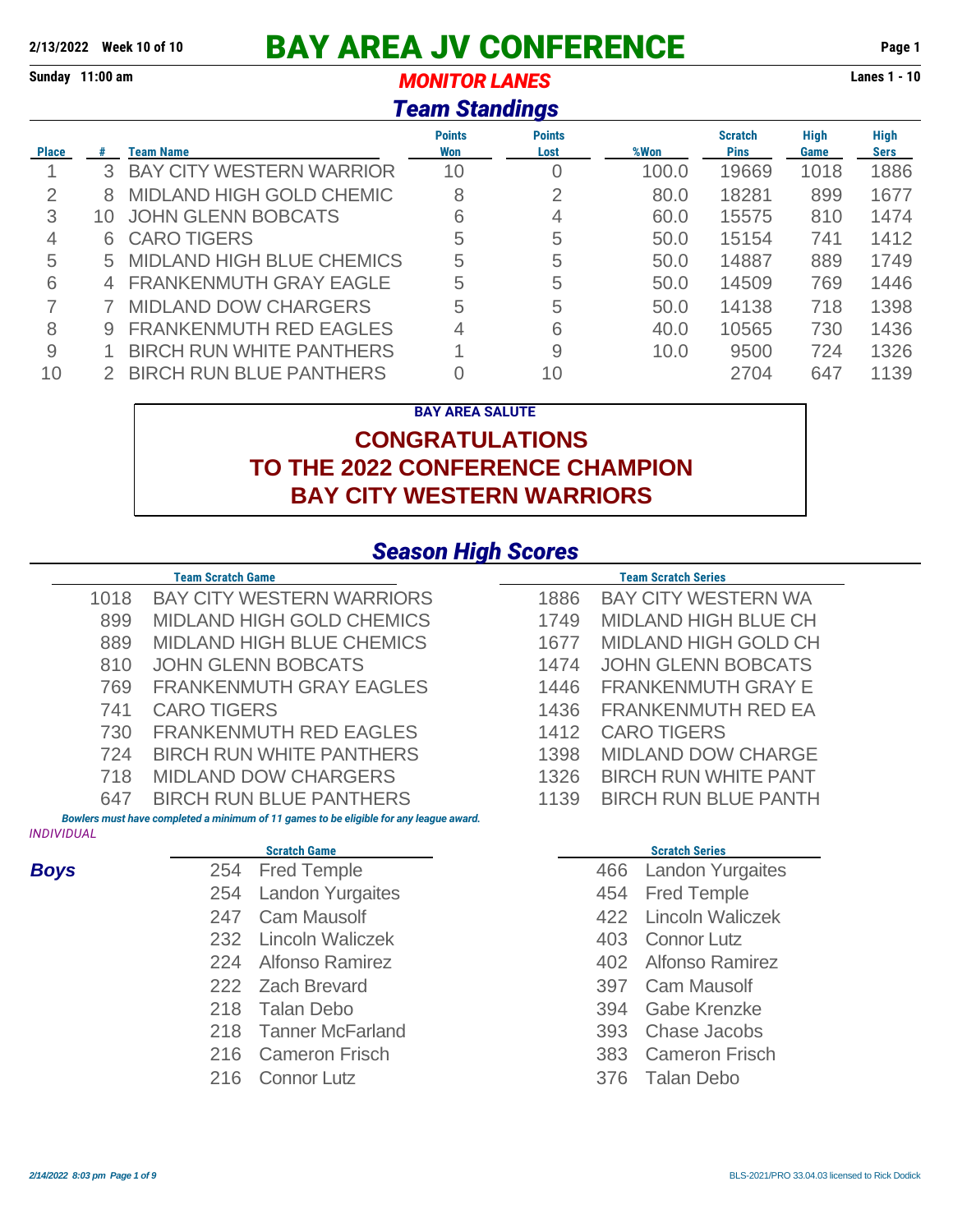**2/13/2022 Week 10 of 10**

# BAY AREA JV CONFERENCE

**Sunday 11:00 am** — ***MONITOR LANES*** — **Lanes 1 - 10**

## *Team Standings*

| Place | # | Team Name | Points Won | Points Lost | %Won | Scratch Pins | High Game | High Sers |
|---|---|---|---|---|---|---|---|---|
| 1 | 3 | BAY CITY WESTERN WARRIOR | 10 | 0 | 100.0 | 19669 | 1018 | 1886 |
| 2 | 8 | MIDLAND HIGH GOLD CHEMIC | 8 | 2 | 80.0 | 18281 | 899 | 1677 |
| 3 | 10 | JOHN GLENN BOBCATS | 6 | 4 | 60.0 | 15575 | 810 | 1474 |
| 4 | 6 | CARO TIGERS | 5 | 5 | 50.0 | 15154 | 741 | 1412 |
| 5 | 5 | MIDLAND HIGH BLUE CHEMICS | 5 | 5 | 50.0 | 14887 | 889 | 1749 |
| 6 | 4 | FRANKENMUTH GRAY EAGLE | 5 | 5 | 50.0 | 14509 | 769 | 1446 |
| 7 | 7 | MIDLAND DOW CHARGERS | 5 | 5 | 50.0 | 14138 | 718 | 1398 |
| 8 | 9 | FRANKENMUTH RED EAGLES | 4 | 6 | 40.0 | 10565 | 730 | 1436 |
| 9 | 1 | BIRCH RUN WHITE PANTHERS | 1 | 9 | 10.0 | 9500 | 724 | 1326 |
| 10 | 2 | BIRCH RUN BLUE PANTHERS | 0 | 10 | | 2704 | 647 | 1139 |

**BAY AREA SALUTE**

**CONGRATULATIONS**
**TO THE 2022 CONFERENCE CHAMPION**
**BAY CITY WESTERN WARRIORS**

## *Season High Scores*

| Team Scratch Game | | Team Scratch Series | |
|---|---|---|---|
| 1018 | BAY CITY WESTERN WARRIORS | 1886 | BAY CITY WESTERN WA |
| 899 | MIDLAND HIGH GOLD CHEMICS | 1749 | MIDLAND HIGH BLUE CH |
| 889 | MIDLAND HIGH BLUE CHEMICS | 1677 | MIDLAND HIGH GOLD CH |
| 810 | JOHN GLENN BOBCATS | 1474 | JOHN GLENN BOBCATS |
| 769 | FRANKENMUTH GRAY EAGLES | 1446 | FRANKENMUTH GRAY E |
| 741 | CARO TIGERS | 1436 | FRANKENMUTH RED EA |
| 730 | FRANKENMUTH RED EAGLES | 1412 | CARO TIGERS |
| 724 | BIRCH RUN WHITE PANTHERS | 1398 | MIDLAND DOW CHARGE |
| 718 | MIDLAND DOW CHARGERS | 1326 | BIRCH RUN WHITE PANT |
| 647 | BIRCH RUN BLUE PANTHERS | 1139 | BIRCH RUN BLUE PANTH |

***Bowlers must have completed a minimum of 11 games to be eligible for any league award.***

*INDIVIDUAL*

### *Boys*

| Scratch Game | | Scratch Series | |
|---|---|---|---|
| 254 | Fred Temple | 466 | Landon Yurgaites |
| 254 | Landon Yurgaites | 454 | Fred Temple |
| 247 | Cam Mausolf | 422 | Lincoln Waliczek |
| 232 | Lincoln Waliczek | 403 | Connor Lutz |
| 224 | Alfonso Ramirez | 402 | Alfonso Ramirez |
| 222 | Zach Brevard | 397 | Cam Mausolf |
| 218 | Talan Debo | 394 | Gabe Krenzke |
| 218 | Tanner McFarland | 393 | Chase Jacobs |
| 216 | Cameron Frisch | 383 | Cameron Frisch |
| 216 | Connor Lutz | 376 | Talan Debo |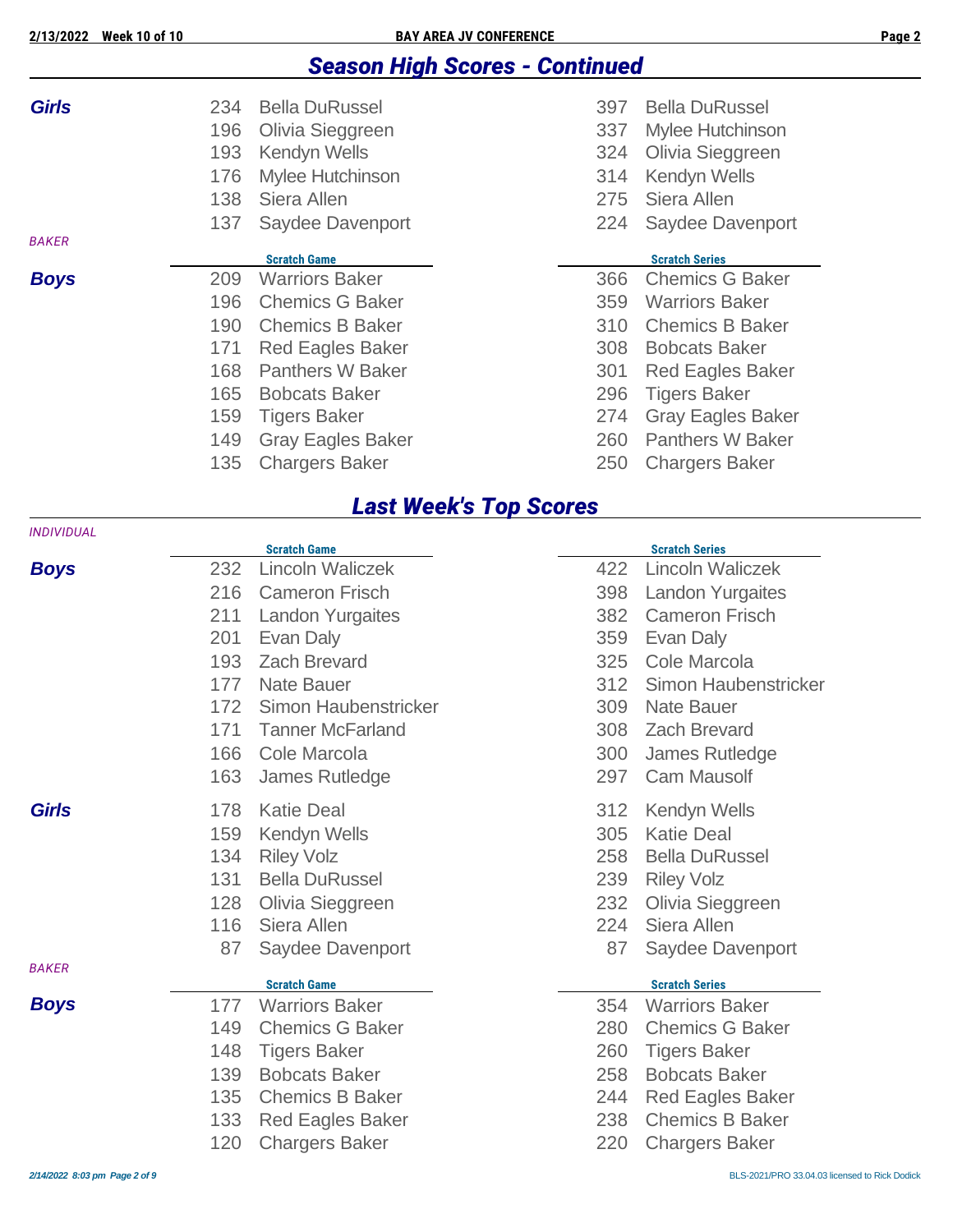## Season High Scores - Continued

**Girls**

| Scratch Game | | Scratch Series | |
|---|---|---|---|
| 234 | Bella DuRussel | 397 | Bella DuRussel |
| 196 | Olivia Sieggreen | 337 | Mylee Hutchinson |
| 193 | Kendyn Wells | 324 | Olivia Sieggreen |
| 176 | Mylee Hutchinson | 314 | Kendyn Wells |
| 138 | Siera Allen | 275 | Siera Allen |
| 137 | Saydee Davenport | 224 | Saydee Davenport |

*BAKER*

**Boys**

| Scratch Game | | Scratch Series | |
|---|---|---|---|
| 209 | Warriors Baker | 366 | Chemics G Baker |
| 196 | Chemics G Baker | 359 | Warriors Baker |
| 190 | Chemics B Baker | 310 | Chemics B Baker |
| 171 | Red Eagles Baker | 308 | Bobcats Baker |
| 168 | Panthers W Baker | 301 | Red Eagles Baker |
| 165 | Bobcats Baker | 296 | Tigers Baker |
| 159 | Tigers Baker | 274 | Gray Eagles Baker |
| 149 | Gray Eagles Baker | 260 | Panthers W Baker |
| 135 | Chargers Baker | 250 | Chargers Baker |

## Last Week's Top Scores

*INDIVIDUAL*

**Boys**

| Scratch Game | | Scratch Series | |
|---|---|---|---|
| 232 | Lincoln Waliczek | 422 | Lincoln Waliczek |
| 216 | Cameron Frisch | 398 | Landon Yurgaites |
| 211 | Landon Yurgaites | 382 | Cameron Frisch |
| 201 | Evan Daly | 359 | Evan Daly |
| 193 | Zach Brevard | 325 | Cole Marcola |
| 177 | Nate Bauer | 312 | Simon Haubenstricker |
| 172 | Simon Haubenstricker | 309 | Nate Bauer |
| 171 | Tanner McFarland | 308 | Zach Brevard |
| 166 | Cole Marcola | 300 | James Rutledge |
| 163 | James Rutledge | 297 | Cam Mausolf |

**Girls**

| Scratch Game | | Scratch Series | |
|---|---|---|---|
| 178 | Katie Deal | 312 | Kendyn Wells |
| 159 | Kendyn Wells | 305 | Katie Deal |
| 134 | Riley Volz | 258 | Bella DuRussel |
| 131 | Bella DuRussel | 239 | Riley Volz |
| 128 | Olivia Sieggreen | 232 | Olivia Sieggreen |
| 116 | Siera Allen | 224 | Siera Allen |
| 87 | Saydee Davenport | 87 | Saydee Davenport |

*BAKER*

**Boys**

| Scratch Game | | Scratch Series | |
|---|---|---|---|
| 177 | Warriors Baker | 354 | Warriors Baker |
| 149 | Chemics G Baker | 280 | Chemics G Baker |
| 148 | Tigers Baker | 260 | Tigers Baker |
| 139 | Bobcats Baker | 258 | Bobcats Baker |
| 135 | Chemics B Baker | 244 | Red Eagles Baker |
| 133 | Red Eagles Baker | 238 | Chemics B Baker |
| 120 | Chargers Baker | 220 | Chargers Baker |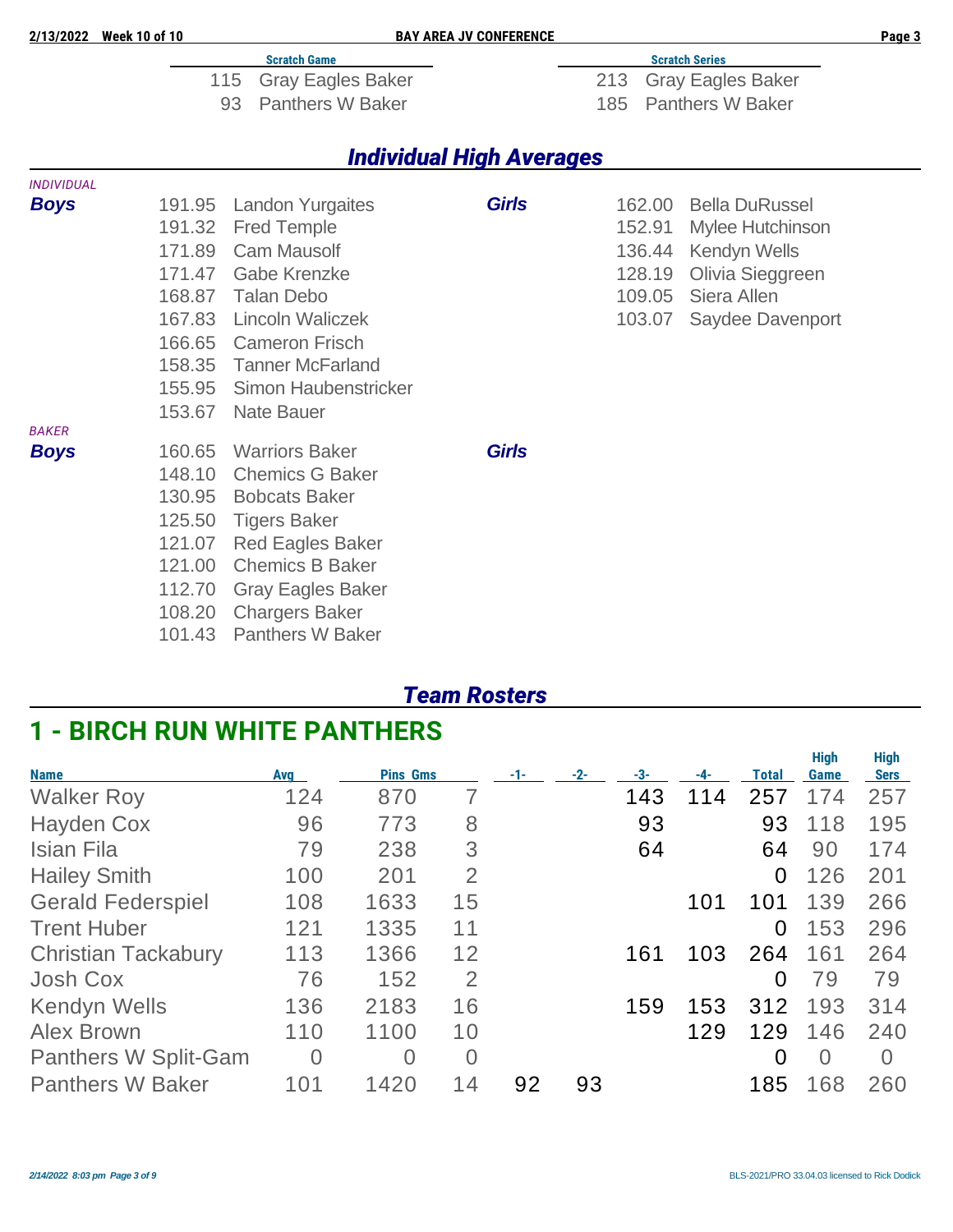| Scratch Game | | Scratch Series | |
|---|---|---|---|
| 115 | Gray Eagles Baker | 213 | Gray Eagles Baker |
| 93 | Panthers W Baker | 185 | Panthers W Baker |

## *Individual High Averages*

*INDIVIDUAL*

***Boys***

| Avg | Name |
|---|---|
| 191.95 | Landon Yurgaites |
| 191.32 | Fred Temple |
| 171.89 | Cam Mausolf |
| 171.47 | Gabe Krenzke |
| 168.87 | Talan Debo |
| 167.83 | Lincoln Waliczek |
| 166.65 | Cameron Frisch |
| 158.35 | Tanner McFarland |
| 155.95 | Simon Haubenstricker |
| 153.67 | Nate Bauer |

***Girls***

| Avg | Name |
|---|---|
| 162.00 | Bella DuRussel |
| 152.91 | Mylee Hutchinson |
| 136.44 | Kendyn Wells |
| 128.19 | Olivia Sieggreen |
| 109.05 | Siera Allen |
| 103.07 | Saydee Davenport |

*BAKER*

***Boys***

| Avg | Name |
|---|---|
| 160.65 | Warriors Baker |
| 148.10 | Chemics G Baker |
| 130.95 | Bobcats Baker |
| 125.50 | Tigers Baker |
| 121.07 | Red Eagles Baker |
| 121.00 | Chemics B Baker |
| 112.70 | Gray Eagles Baker |
| 108.20 | Chargers Baker |
| 101.43 | Panthers W Baker |

***Girls***

## *Team Rosters*

## 1 - BIRCH RUN WHITE PANTHERS

| Name | Avg | Pins | Gms | -1- | -2- | -3- | -4- | Total | High Game | High Sers |
|---|---|---|---|---|---|---|---|---|---|---|
| Walker Roy | 124 | 870 | 7 | | | 143 | 114 | 257 | 174 | 257 |
| Hayden Cox | 96 | 773 | 8 | | | 93 | | 93 | 118 | 195 |
| Isian Fila | 79 | 238 | 3 | | | 64 | | 64 | 90 | 174 |
| Hailey Smith | 100 | 201 | 2 | | | | | 0 | 126 | 201 |
| Gerald Federspiel | 108 | 1633 | 15 | | | | 101 | 101 | 139 | 266 |
| Trent Huber | 121 | 1335 | 11 | | | | | 0 | 153 | 296 |
| Christian Tackabury | 113 | 1366 | 12 | | | 161 | 103 | 264 | 161 | 264 |
| Josh Cox | 76 | 152 | 2 | | | | | 0 | 79 | 79 |
| Kendyn Wells | 136 | 2183 | 16 | | | 159 | 153 | 312 | 193 | 314 |
| Alex Brown | 110 | 1100 | 10 | | | | 129 | 129 | 146 | 240 |
| Panthers W Split-Gam | 0 | 0 | 0 | | | | | 0 | 0 | 0 |
| Panthers W Baker | 101 | 1420 | 14 | 92 | 93 | | | 185 | 168 | 260 |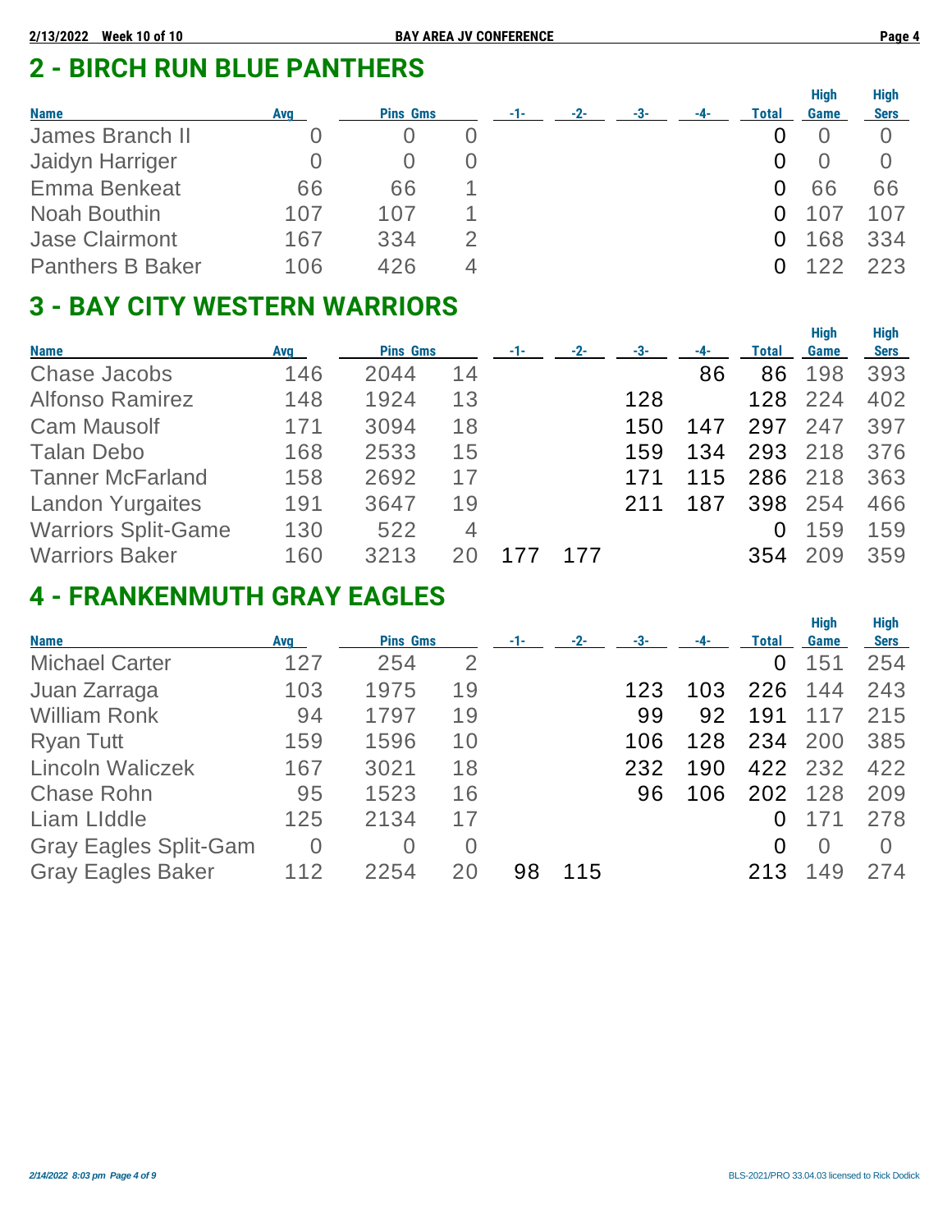## 2 - BIRCH RUN BLUE PANTHERS

| Name | Avg | Pins | Gms | -1- | -2- | -3- | -4- | Total | High Game | High Sers |
|---|---|---|---|---|---|---|---|---|---|---|
| James Branch II | 0 | 0 | 0 | | | | | 0 | 0 | 0 |
| Jaidyn Harriger | 0 | 0 | 0 | | | | | 0 | 0 | 0 |
| Emma Benkeat | 66 | 66 | 1 | | | | | 0 | 66 | 66 |
| Noah Bouthin | 107 | 107 | 1 | | | | | 0 | 107 | 107 |
| Jase Clairmont | 167 | 334 | 2 | | | | | 0 | 168 | 334 |
| Panthers B Baker | 106 | 426 | 4 | | | | | 0 | 122 | 223 |

## 3 - BAY CITY WESTERN WARRIORS

| Name | Avg | Pins | Gms | -1- | -2- | -3- | -4- | Total | High Game | High Sers |
|---|---|---|---|---|---|---|---|---|---|---|
| Chase Jacobs | 146 | 2044 | 14 | | | | 86 | 86 | 198 | 393 |
| Alfonso Ramirez | 148 | 1924 | 13 | | | 128 | | 128 | 224 | 402 |
| Cam Mausolf | 171 | 3094 | 18 | | | 150 | 147 | 297 | 247 | 397 |
| Talan Debo | 168 | 2533 | 15 | | | 159 | 134 | 293 | 218 | 376 |
| Tanner McFarland | 158 | 2692 | 17 | | | 171 | 115 | 286 | 218 | 363 |
| Landon Yurgaites | 191 | 3647 | 19 | | | 211 | 187 | 398 | 254 | 466 |
| Warriors Split-Game | 130 | 522 | 4 | | | | | 0 | 159 | 159 |
| Warriors Baker | 160 | 3213 | 20 | 177 | 177 | | | 354 | 209 | 359 |

## 4 - FRANKENMUTH GRAY EAGLES

| Name | Avg | Pins | Gms | -1- | -2- | -3- | -4- | Total | High Game | High Sers |
|---|---|---|---|---|---|---|---|---|---|---|
| Michael Carter | 127 | 254 | 2 | | | | | 0 | 151 | 254 |
| Juan Zarraga | 103 | 1975 | 19 | | | 123 | 103 | 226 | 144 | 243 |
| William Ronk | 94 | 1797 | 19 | | | 99 | 92 | 191 | 117 | 215 |
| Ryan Tutt | 159 | 1596 | 10 | | | 106 | 128 | 234 | 200 | 385 |
| Lincoln Waliczek | 167 | 3021 | 18 | | | 232 | 190 | 422 | 232 | 422 |
| Chase Rohn | 95 | 1523 | 16 | | | 96 | 106 | 202 | 128 | 209 |
| Liam LIddle | 125 | 2134 | 17 | | | | | 0 | 171 | 278 |
| Gray Eagles Split-Gam | 0 | 0 | 0 | | | | | 0 | 0 | 0 |
| Gray Eagles Baker | 112 | 2254 | 20 | 98 | 115 | | | 213 | 149 | 274 |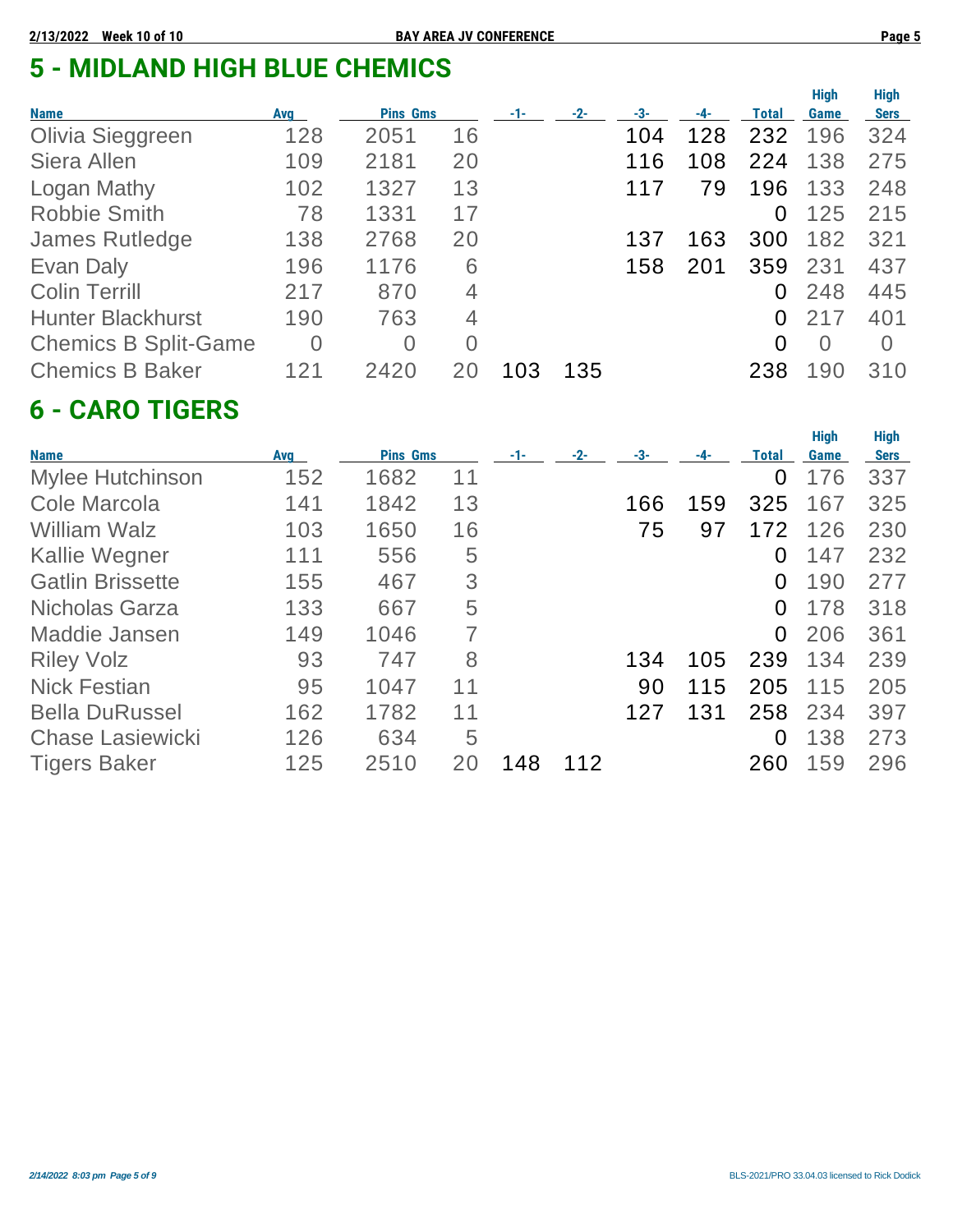## 5 - MIDLAND HIGH BLUE CHEMICS

| Name | Avg | Pins | Gms | -1- | -2- | -3- | -4- | Total | High Game | High Sers |
|---|---|---|---|---|---|---|---|---|---|---|
| Olivia Sieggreen | 128 | 2051 | 16 | | | 104 | 128 | 232 | 196 | 324 |
| Siera Allen | 109 | 2181 | 20 | | | 116 | 108 | 224 | 138 | 275 |
| Logan Mathy | 102 | 1327 | 13 | | | 117 | 79 | 196 | 133 | 248 |
| Robbie Smith | 78 | 1331 | 17 | | | | | 0 | 125 | 215 |
| James Rutledge | 138 | 2768 | 20 | | | 137 | 163 | 300 | 182 | 321 |
| Evan Daly | 196 | 1176 | 6 | | | 158 | 201 | 359 | 231 | 437 |
| Colin Terrill | 217 | 870 | 4 | | | | | 0 | 248 | 445 |
| Hunter Blackhurst | 190 | 763 | 4 | | | | | 0 | 217 | 401 |
| Chemics B Split-Game | 0 | 0 | 0 | | | | | 0 | 0 | 0 |
| Chemics B Baker | 121 | 2420 | 20 | 103 | 135 | | | 238 | 190 | 310 |

## 6 - CARO TIGERS

| Name | Avg | Pins | Gms | -1- | -2- | -3- | -4- | Total | High Game | High Sers |
|---|---|---|---|---|---|---|---|---|---|---|
| Mylee Hutchinson | 152 | 1682 | 11 | | | | | 0 | 176 | 337 |
| Cole Marcola | 141 | 1842 | 13 | | | 166 | 159 | 325 | 167 | 325 |
| William Walz | 103 | 1650 | 16 | | | 75 | 97 | 172 | 126 | 230 |
| Kallie Wegner | 111 | 556 | 5 | | | | | 0 | 147 | 232 |
| Gatlin Brissette | 155 | 467 | 3 | | | | | 0 | 190 | 277 |
| Nicholas Garza | 133 | 667 | 5 | | | | | 0 | 178 | 318 |
| Maddie Jansen | 149 | 1046 | 7 | | | | | 0 | 206 | 361 |
| Riley Volz | 93 | 747 | 8 | | | 134 | 105 | 239 | 134 | 239 |
| Nick Festian | 95 | 1047 | 11 | | | 90 | 115 | 205 | 115 | 205 |
| Bella DuRussel | 162 | 1782 | 11 | | | 127 | 131 | 258 | 234 | 397 |
| Chase Lasiewicki | 126 | 634 | 5 | | | | | 0 | 138 | 273 |
| Tigers Baker | 125 | 2510 | 20 | 148 | 112 | | | 260 | 159 | 296 |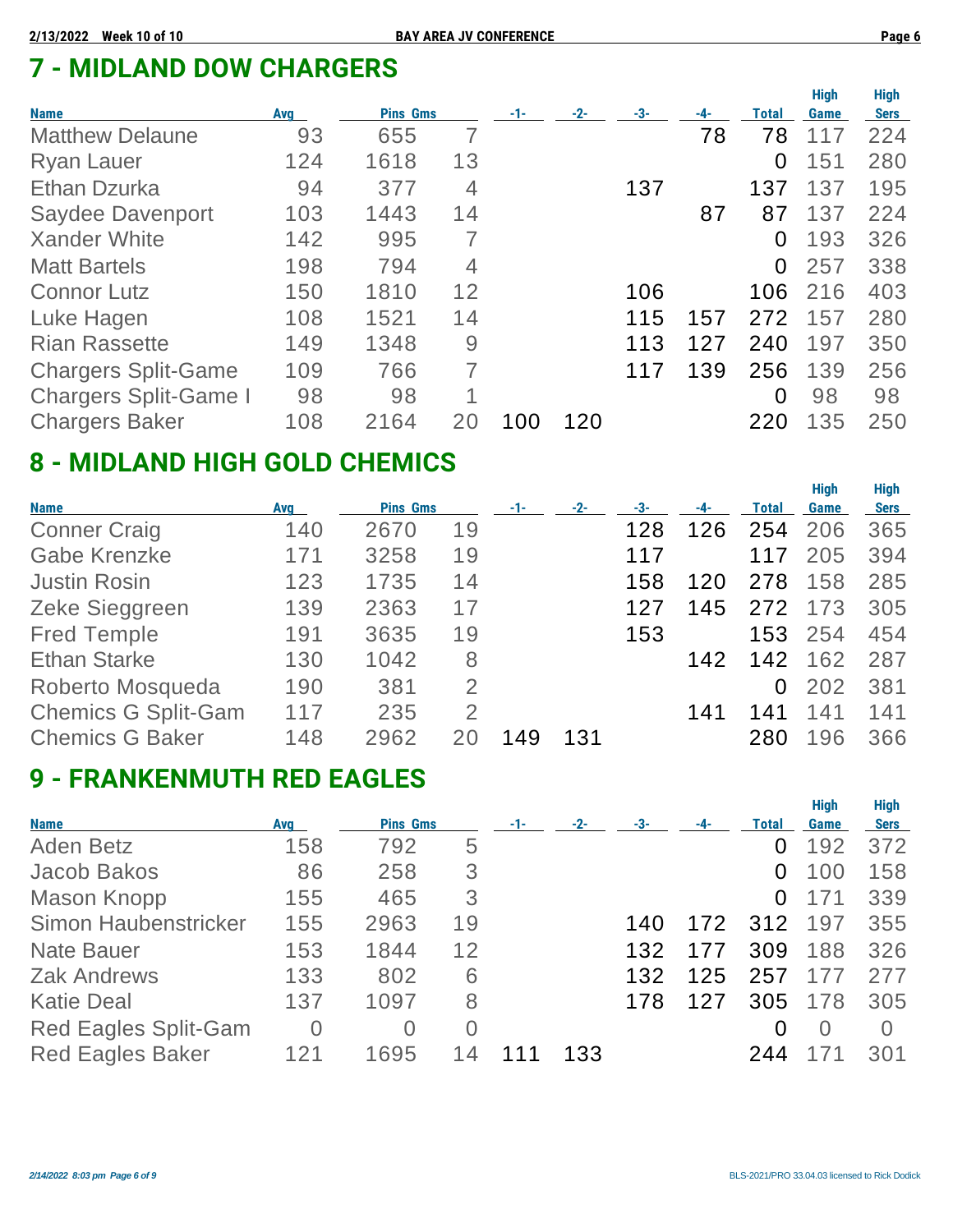## 7 - MIDLAND DOW CHARGERS

| Name | Avg | Pins | Gms | -1- | -2- | -3- | -4- | Total | High Game | High Sers |
|---|---|---|---|---|---|---|---|---|---|---|
| Matthew Delaune | 93 | 655 | 7 | | | | 78 | 78 | 117 | 224 |
| Ryan Lauer | 124 | 1618 | 13 | | | | | 0 | 151 | 280 |
| Ethan Dzurka | 94 | 377 | 4 | | | 137 | | 137 | 137 | 195 |
| Saydee Davenport | 103 | 1443 | 14 | | | | 87 | 87 | 137 | 224 |
| Xander White | 142 | 995 | 7 | | | | | 0 | 193 | 326 |
| Matt Bartels | 198 | 794 | 4 | | | | | 0 | 257 | 338 |
| Connor Lutz | 150 | 1810 | 12 | | | 106 | | 106 | 216 | 403 |
| Luke Hagen | 108 | 1521 | 14 | | | 115 | 157 | 272 | 157 | 280 |
| Rian Rassette | 149 | 1348 | 9 | | | 113 | 127 | 240 | 197 | 350 |
| Chargers Split-Game | 109 | 766 | 7 | | | 117 | 139 | 256 | 139 | 256 |
| Chargers Split-Game I | 98 | 98 | 1 | | | | | 0 | 98 | 98 |
| Chargers Baker | 108 | 2164 | 20 | 100 | 120 | | | 220 | 135 | 250 |

## 8 - MIDLAND HIGH GOLD CHEMICS

| Name | Avg | Pins | Gms | -1- | -2- | -3- | -4- | Total | High Game | High Sers |
|---|---|---|---|---|---|---|---|---|---|---|
| Conner Craig | 140 | 2670 | 19 | | | 128 | 126 | 254 | 206 | 365 |
| Gabe Krenzke | 171 | 3258 | 19 | | | 117 | | 117 | 205 | 394 |
| Justin Rosin | 123 | 1735 | 14 | | | 158 | 120 | 278 | 158 | 285 |
| Zeke Sieggreen | 139 | 2363 | 17 | | | 127 | 145 | 272 | 173 | 305 |
| Fred Temple | 191 | 3635 | 19 | | | 153 | | 153 | 254 | 454 |
| Ethan Starke | 130 | 1042 | 8 | | | | 142 | 142 | 162 | 287 |
| Roberto Mosqueda | 190 | 381 | 2 | | | | | 0 | 202 | 381 |
| Chemics G Split-Gam | 117 | 235 | 2 | | | | 141 | 141 | 141 | 141 |
| Chemics G Baker | 148 | 2962 | 20 | 149 | 131 | | | 280 | 196 | 366 |

## 9 - FRANKENMUTH RED EAGLES

| Name | Avg | Pins | Gms | -1- | -2- | -3- | -4- | Total | High Game | High Sers |
|---|---|---|---|---|---|---|---|---|---|---|
| Aden Betz | 158 | 792 | 5 | | | | | 0 | 192 | 372 |
| Jacob Bakos | 86 | 258 | 3 | | | | | 0 | 100 | 158 |
| Mason Knopp | 155 | 465 | 3 | | | | | 0 | 171 | 339 |
| Simon Haubenstricker | 155 | 2963 | 19 | | | 140 | 172 | 312 | 197 | 355 |
| Nate Bauer | 153 | 1844 | 12 | | | 132 | 177 | 309 | 188 | 326 |
| Zak Andrews | 133 | 802 | 6 | | | 132 | 125 | 257 | 177 | 277 |
| Katie Deal | 137 | 1097 | 8 | | | 178 | 127 | 305 | 178 | 305 |
| Red Eagles Split-Gam | 0 | 0 | 0 | | | | | 0 | 0 | 0 |
| Red Eagles Baker | 121 | 1695 | 14 | 111 | 133 | | | 244 | 171 | 301 |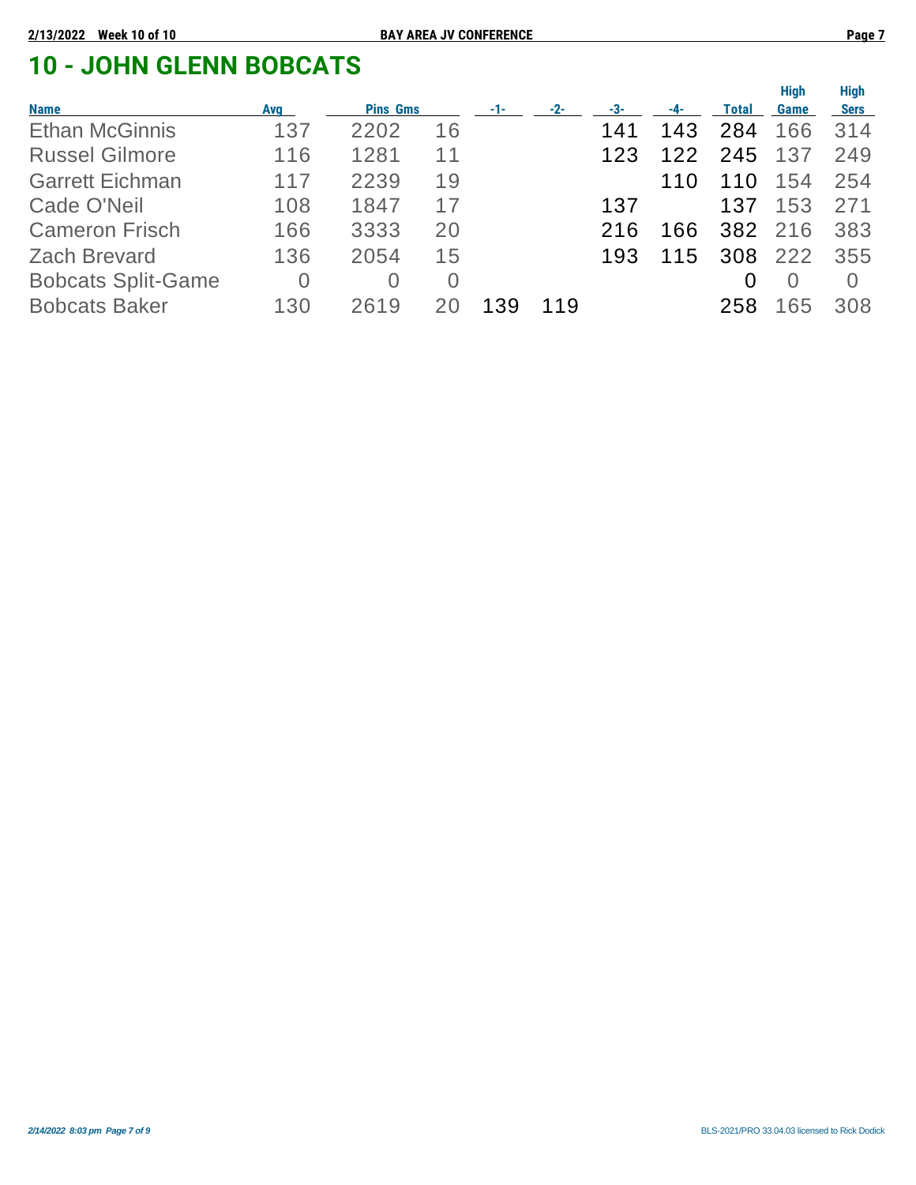# 10 - JOHN GLENN BOBCATS

| Name | Avg | Pins | Gms | -1- | -2- | -3- | -4- | Total | High Game | High Sers |
|---|---|---|---|---|---|---|---|---|---|---|
| Ethan McGinnis | 137 | 2202 | 16 | | | 141 | 143 | 284 | 166 | 314 |
| Russel Gilmore | 116 | 1281 | 11 | | | 123 | 122 | 245 | 137 | 249 |
| Garrett Eichman | 117 | 2239 | 19 | | | | 110 | 110 | 154 | 254 |
| Cade O'Neil | 108 | 1847 | 17 | | | 137 | | 137 | 153 | 271 |
| Cameron Frisch | 166 | 3333 | 20 | | | 216 | 166 | 382 | 216 | 383 |
| Zach Brevard | 136 | 2054 | 15 | | | 193 | 115 | 308 | 222 | 355 |
| Bobcats Split-Game | 0 | 0 | 0 | | | | | 0 | 0 | 0 |
| Bobcats Baker | 130 | 2619 | 20 | 139 | 119 | | | 258 | 165 | 308 |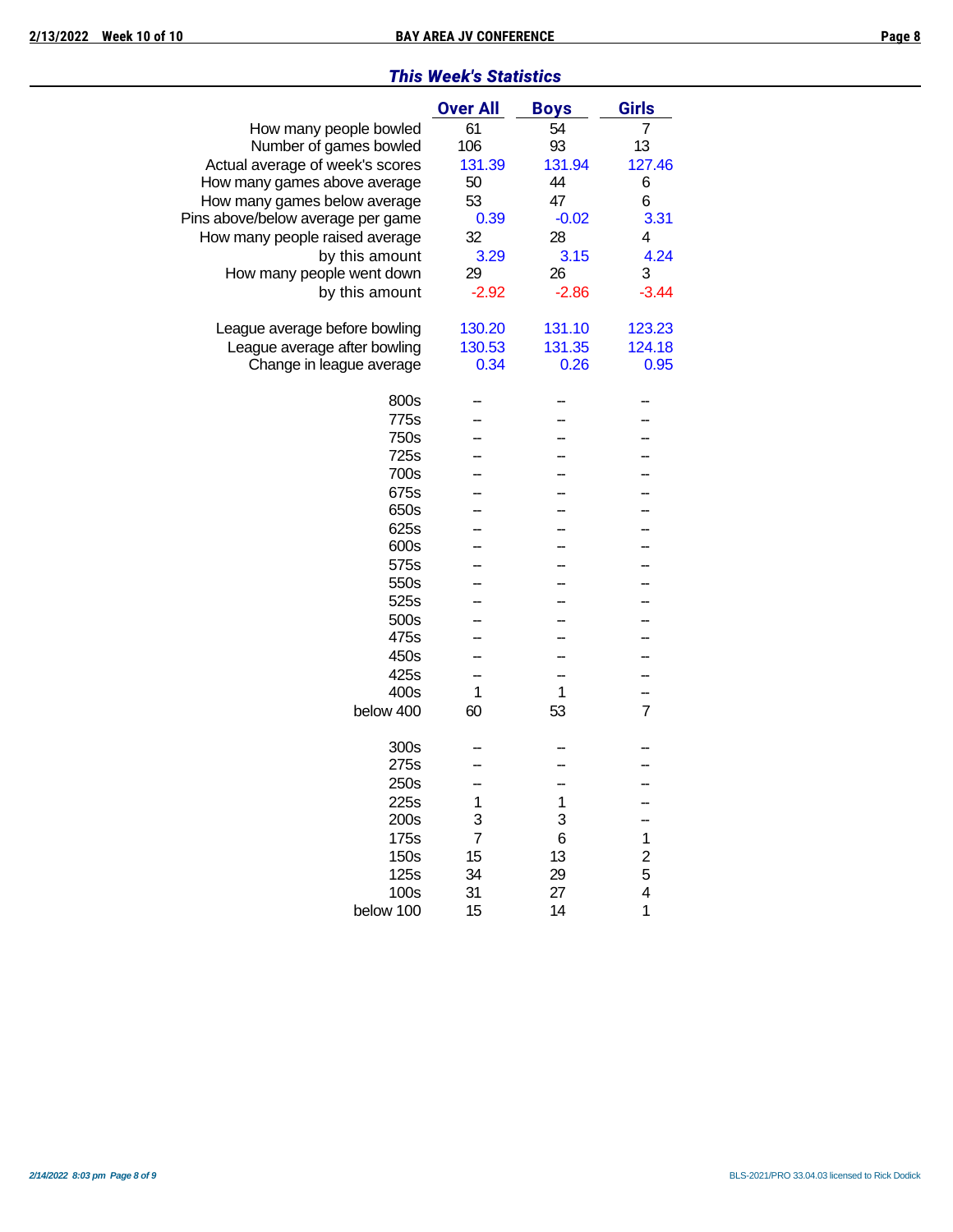## *This Week's Statistics*

| | Over All | Boys | Girls |
|---|---|---|---|
| How many people bowled | 61 | 54 | 7 |
| Number of games bowled | 106 | 93 | 13 |
| Actual average of week's scores | 131.39 | 131.94 | 127.46 |
| How many games above average | 50 | 44 | 6 |
| How many games below average | 53 | 47 | 6 |
| Pins above/below average per game | 0.39 | -0.02 | 3.31 |
| How many people raised average | 32 | 28 | 4 |
| by this amount | 3.29 | 3.15 | 4.24 |
| How many people went down | 29 | 26 | 3 |
| by this amount | -2.92 | -2.86 | -3.44 |
| | | | |
| League average before bowling | 130.20 | 131.10 | 123.23 |
| League average after bowling | 130.53 | 131.35 | 124.18 |
| Change in league average | 0.34 | 0.26 | 0.95 |
| | | | |
| 800s | -- | -- | -- |
| 775s | -- | -- | -- |
| 750s | -- | -- | -- |
| 725s | -- | -- | -- |
| 700s | -- | -- | -- |
| 675s | -- | -- | -- |
| 650s | -- | -- | -- |
| 625s | -- | -- | -- |
| 600s | -- | -- | -- |
| 575s | -- | -- | -- |
| 550s | -- | -- | -- |
| 525s | -- | -- | -- |
| 500s | -- | -- | -- |
| 475s | -- | -- | -- |
| 450s | -- | -- | -- |
| 425s | -- | -- | -- |
| 400s | 1 | 1 | -- |
| below 400 | 60 | 53 | 7 |
| | | | |
| 300s | -- | -- | -- |
| 275s | -- | -- | -- |
| 250s | -- | -- | -- |
| 225s | 1 | 1 | -- |
| 200s | 3 | 3 | -- |
| 175s | 7 | 6 | 1 |
| 150s | 15 | 13 | 2 |
| 125s | 34 | 29 | 5 |
| 100s | 31 | 27 | 4 |
| below 100 | 15 | 14 | 1 |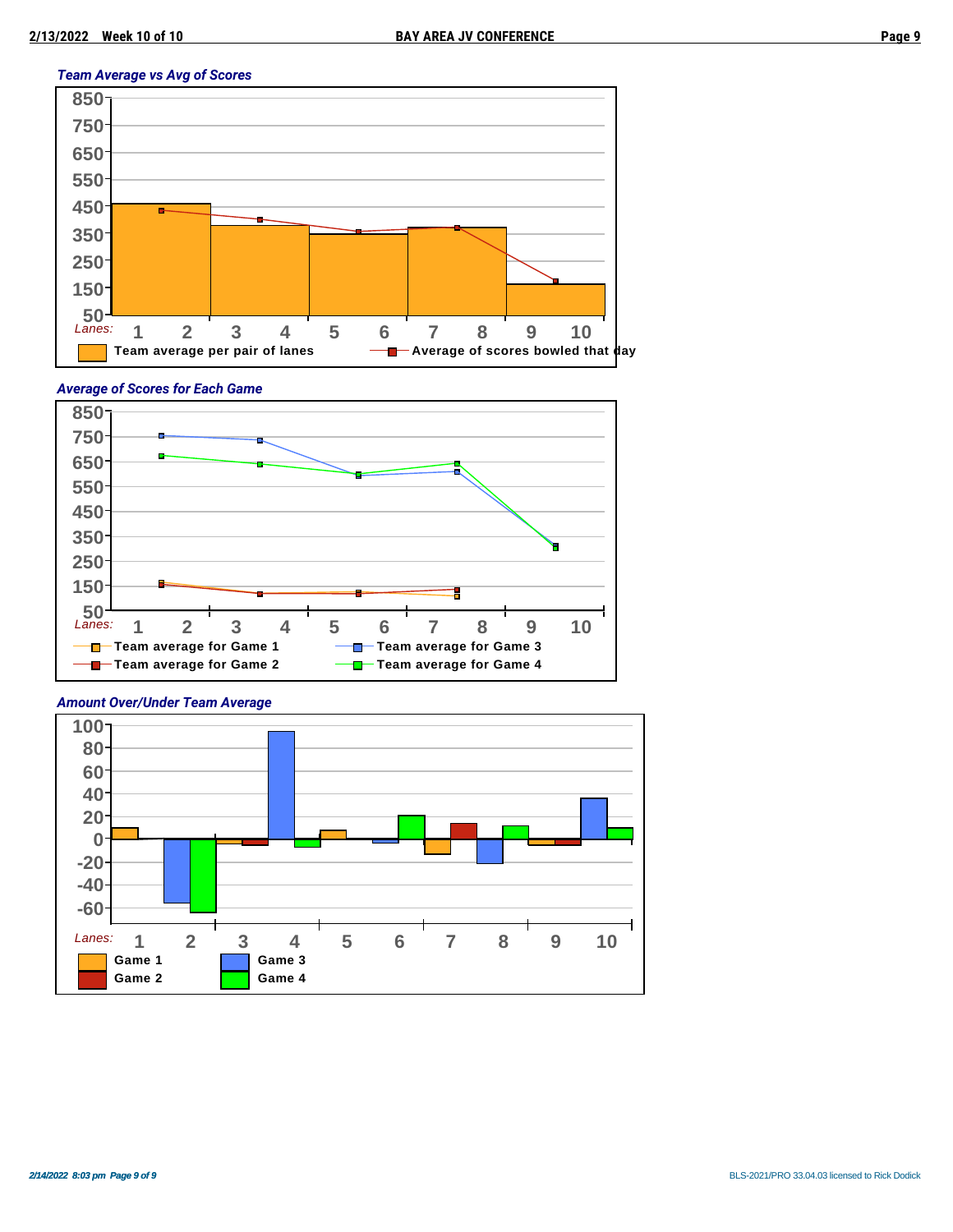*Team Average vs Avg of Scores*

850
750
650
550
450
350
250
150
50

Lanes: 1 2 3 4 5 6 7 8 9 10

Team average per pair of lanes
Average of scores bowled that day

*Average of Scores for Each Game*

850
750
650
550
450
350
250
150
50

Lanes: 1 2 3 4 5 6 7 8 9 10

Team average for Game 1
Team average for Game 3
Team average for Game 2
Team average for Game 4

*Amount Over/Under Team Average*

100
80
60
40
20
0
-20
-40
-60

Lanes: 1 2 3 4 5 6 7 8 9 10

Game 1
Game 3
Game 2
Game 4